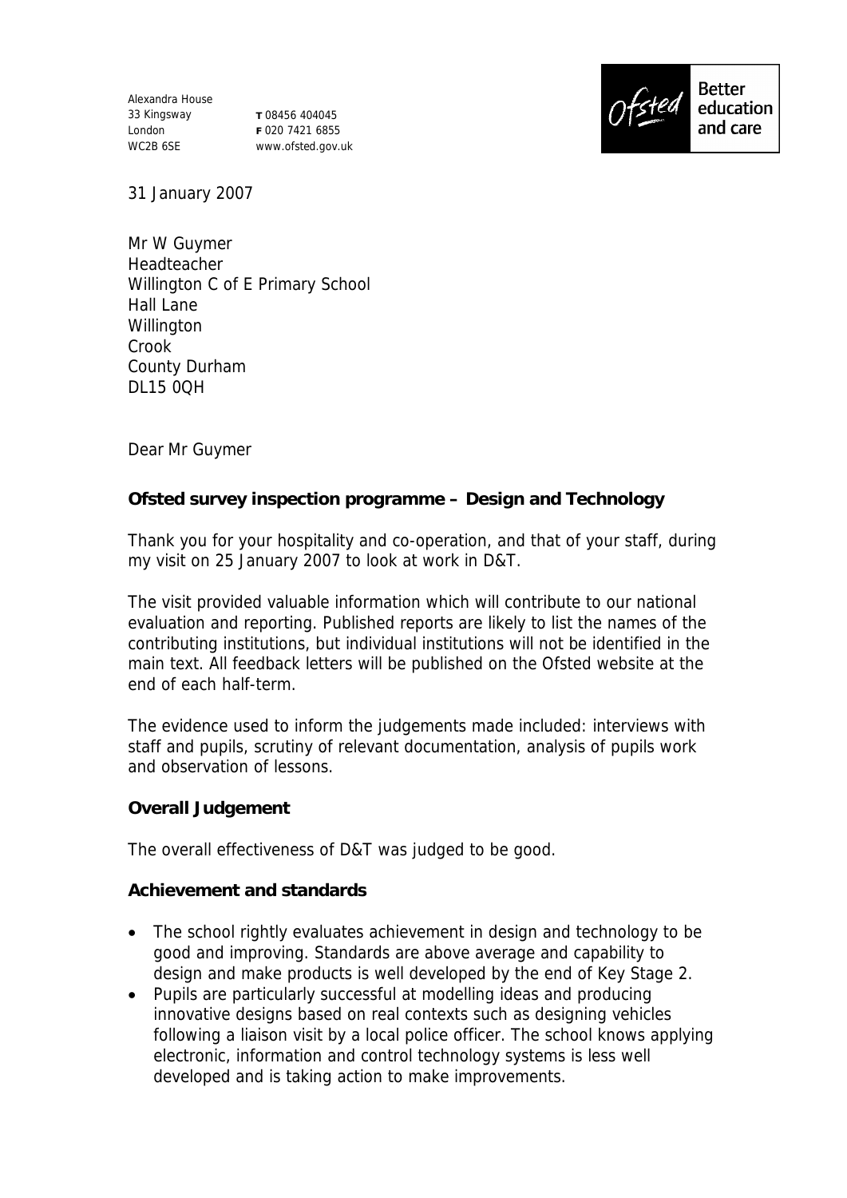Alexandra House
33 Kingsway
London
WC2B 6SE

**T** 08456 404045
**F** 020 7421 6855
www.ofsted.gov.uk

Ofsted Better education and care

31 January 2007

Mr W Guymer
Headteacher
Willington C of E Primary School
Hall Lane
Willington
Crook
County Durham
DL15 0QH

Dear Mr Guymer

**Ofsted survey inspection programme – Design and Technology**

Thank you for your hospitality and co-operation, and that of your staff, during my visit on 25 January 2007 to look at work in D&T.

The visit provided valuable information which will contribute to our national evaluation and reporting. Published reports are likely to list the names of the contributing institutions, but individual institutions will not be identified in the main text. All feedback letters will be published on the Ofsted website at the end of each half-term.

The evidence used to inform the judgements made included: interviews with staff and pupils, scrutiny of relevant documentation, analysis of pupils work and observation of lessons.

**Overall Judgement**

The overall effectiveness of D&T was judged to be good.

**Achievement and standards**

- The school rightly evaluates achievement in design and technology to be good and improving. Standards are above average and capability to design and make products is well developed by the end of Key Stage 2.
- Pupils are particularly successful at modelling ideas and producing innovative designs based on real contexts such as designing vehicles following a liaison visit by a local police officer. The school knows applying electronic, information and control technology systems is less well developed and is taking action to make improvements.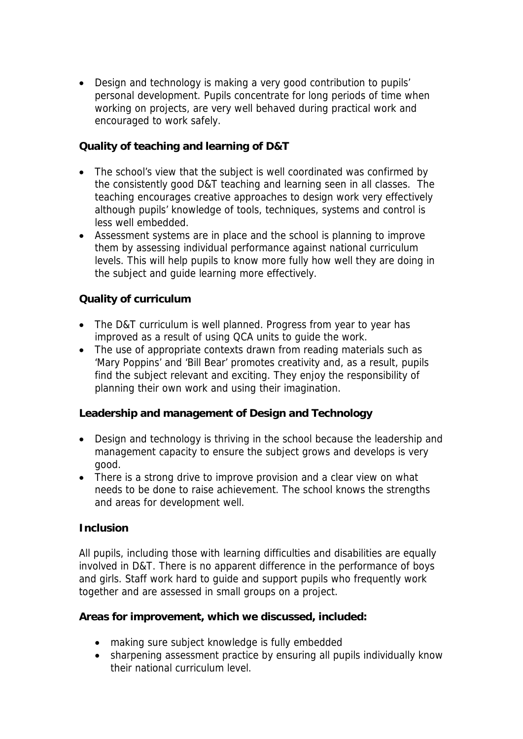- Design and technology is making a very good contribution to pupils' personal development. Pupils concentrate for long periods of time when working on projects, are very well behaved during practical work and encouraged to work safely.

**Quality of teaching and learning of D&T**

- The school's view that the subject is well coordinated was confirmed by the consistently good D&T teaching and learning seen in all classes. The teaching encourages creative approaches to design work very effectively although pupils' knowledge of tools, techniques, systems and control is less well embedded.
- Assessment systems are in place and the school is planning to improve them by assessing individual performance against national curriculum levels. This will help pupils to know more fully how well they are doing in the subject and guide learning more effectively.

**Quality of curriculum**

- The D&T curriculum is well planned. Progress from year to year has improved as a result of using QCA units to guide the work.
- The use of appropriate contexts drawn from reading materials such as 'Mary Poppins' and 'Bill Bear' promotes creativity and, as a result, pupils find the subject relevant and exciting. They enjoy the responsibility of planning their own work and using their imagination.

**Leadership and management of Design and Technology**

- Design and technology is thriving in the school because the leadership and management capacity to ensure the subject grows and develops is very good.
- There is a strong drive to improve provision and a clear view on what needs to be done to raise achievement. The school knows the strengths and areas for development well.

**Inclusion**

All pupils, including those with learning difficulties and disabilities are equally involved in D&T. There is no apparent difference in the performance of boys and girls. Staff work hard to guide and support pupils who frequently work together and are assessed in small groups on a project.

**Areas for improvement, which we discussed, included:**

- making sure subject knowledge is fully embedded
- sharpening assessment practice by ensuring all pupils individually know their national curriculum level.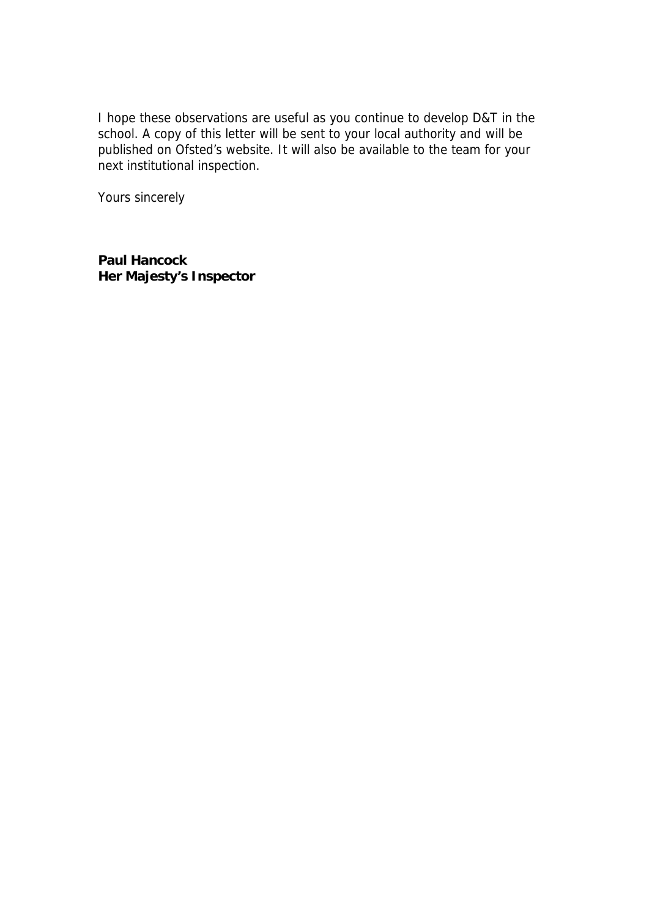I hope these observations are useful as you continue to develop D&T in the school. A copy of this letter will be sent to your local authority and will be published on Ofsted's website. It will also be available to the team for your next institutional inspection.

Yours sincerely

**Paul Hancock**
**Her Majesty's Inspector**